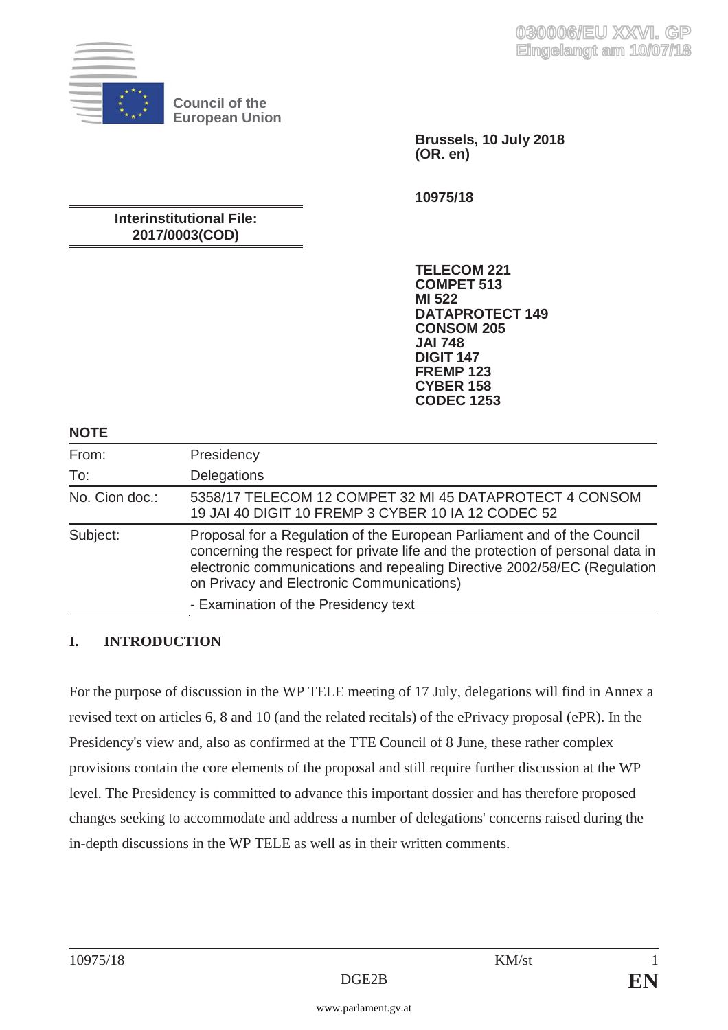030006/EU XXVI. GP
Eingelangt am 10/07/18

Council of the European Union

Brussels, 10 July 2018
(OR. en)

10975/18

**Interinstitutional File:**
**2017/0003(COD)**

TELECOM 221
COMPET 513
MI 522
DATAPROTECT 149
CONSOM 205
JAI 748
DIGIT 147
FREMP 123
CYBER 158
CODEC 1253

**NOTE**

| | |
|---|---|
| From: | Presidency |
| To: | Delegations |
| No. Cion doc.: | 5358/17 TELECOM 12 COMPET 32 MI 45 DATAPROTECT 4 CONSOM 19 JAI 40 DIGIT 10 FREMP 3 CYBER 10 IA 12 CODEC 52 |
| Subject: | Proposal for a Regulation of the European Parliament and of the Council concerning the respect for private life and the protection of personal data in electronic communications and repealing Directive 2002/58/EC (Regulation on Privacy and Electronic Communications)<br>- Examination of the Presidency text |

## I. INTRODUCTION

For the purpose of discussion in the WP TELE meeting of 17 July, delegations will find in Annex a revised text on articles 6, 8 and 10 (and the related recitals) of the ePrivacy proposal (ePR). In the Presidency's view and, also as confirmed at the TTE Council of 8 June, these rather complex provisions contain the core elements of the proposal and still require further discussion at the WP level. The Presidency is committed to advance this important dossier and has therefore proposed changes seeking to accommodate and address a number of delegations' concerns raised during the in-depth discussions in the WP TELE as well as in their written comments.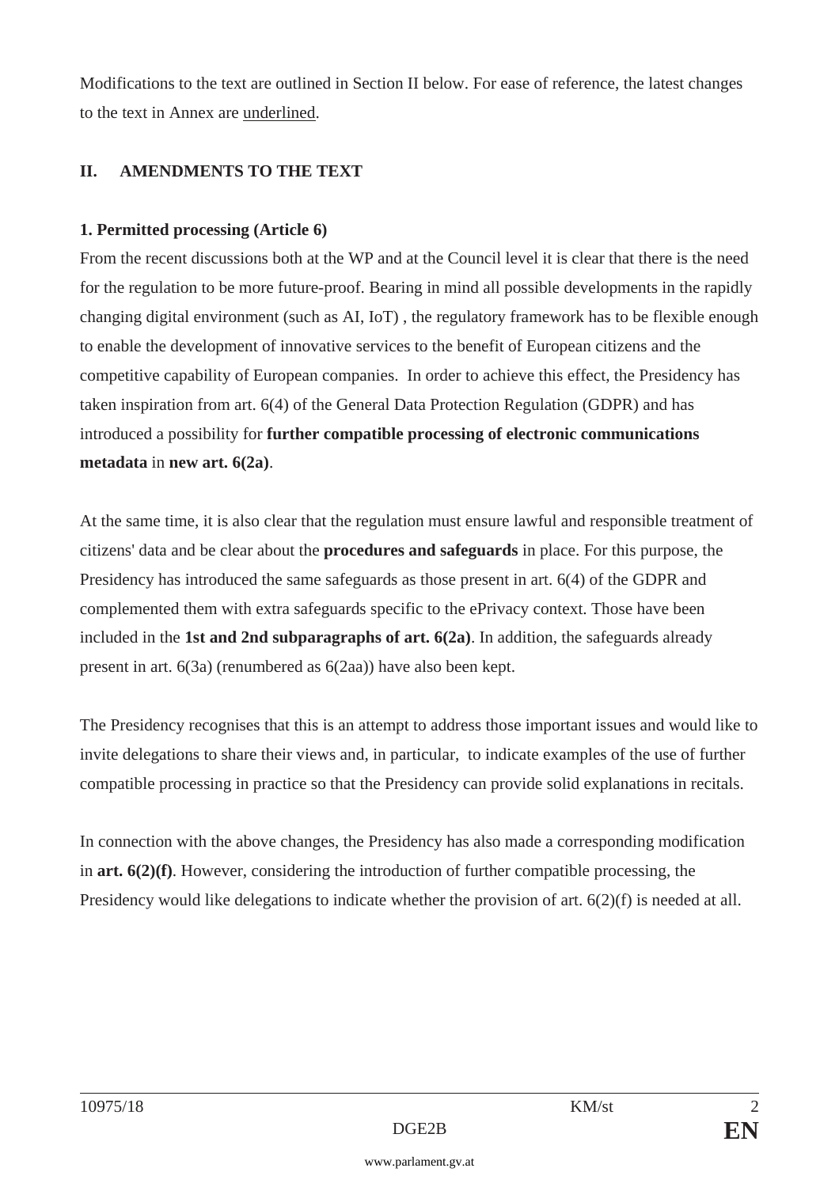Modifications to the text are outlined in Section II below. For ease of reference, the latest changes to the text in Annex are <u>underlined</u>.

## II. AMENDMENTS TO THE TEXT

### 1. Permitted processing (Article 6)

From the recent discussions both at the WP and at the Council level it is clear that there is the need for the regulation to be more future-proof. Bearing in mind all possible developments in the rapidly changing digital environment (such as AI, IoT) , the regulatory framework has to be flexible enough to enable the development of innovative services to the benefit of European citizens and the competitive capability of European companies. In order to achieve this effect, the Presidency has taken inspiration from art. 6(4) of the General Data Protection Regulation (GDPR) and has introduced a possibility for **further compatible processing of electronic communications metadata** in **new art. 6(2a)**.

At the same time, it is also clear that the regulation must ensure lawful and responsible treatment of citizens' data and be clear about the **procedures and safeguards** in place. For this purpose, the Presidency has introduced the same safeguards as those present in art. 6(4) of the GDPR and complemented them with extra safeguards specific to the ePrivacy context. Those have been included in the **1st and 2nd subparagraphs of art. 6(2a)**. In addition, the safeguards already present in art. 6(3a) (renumbered as 6(2aa)) have also been kept.

The Presidency recognises that this is an attempt to address those important issues and would like to invite delegations to share their views and, in particular, to indicate examples of the use of further compatible processing in practice so that the Presidency can provide solid explanations in recitals.

In connection with the above changes, the Presidency has also made a corresponding modification in **art. 6(2)(f)**. However, considering the introduction of further compatible processing, the Presidency would like delegations to indicate whether the provision of art. 6(2)(f) is needed at all.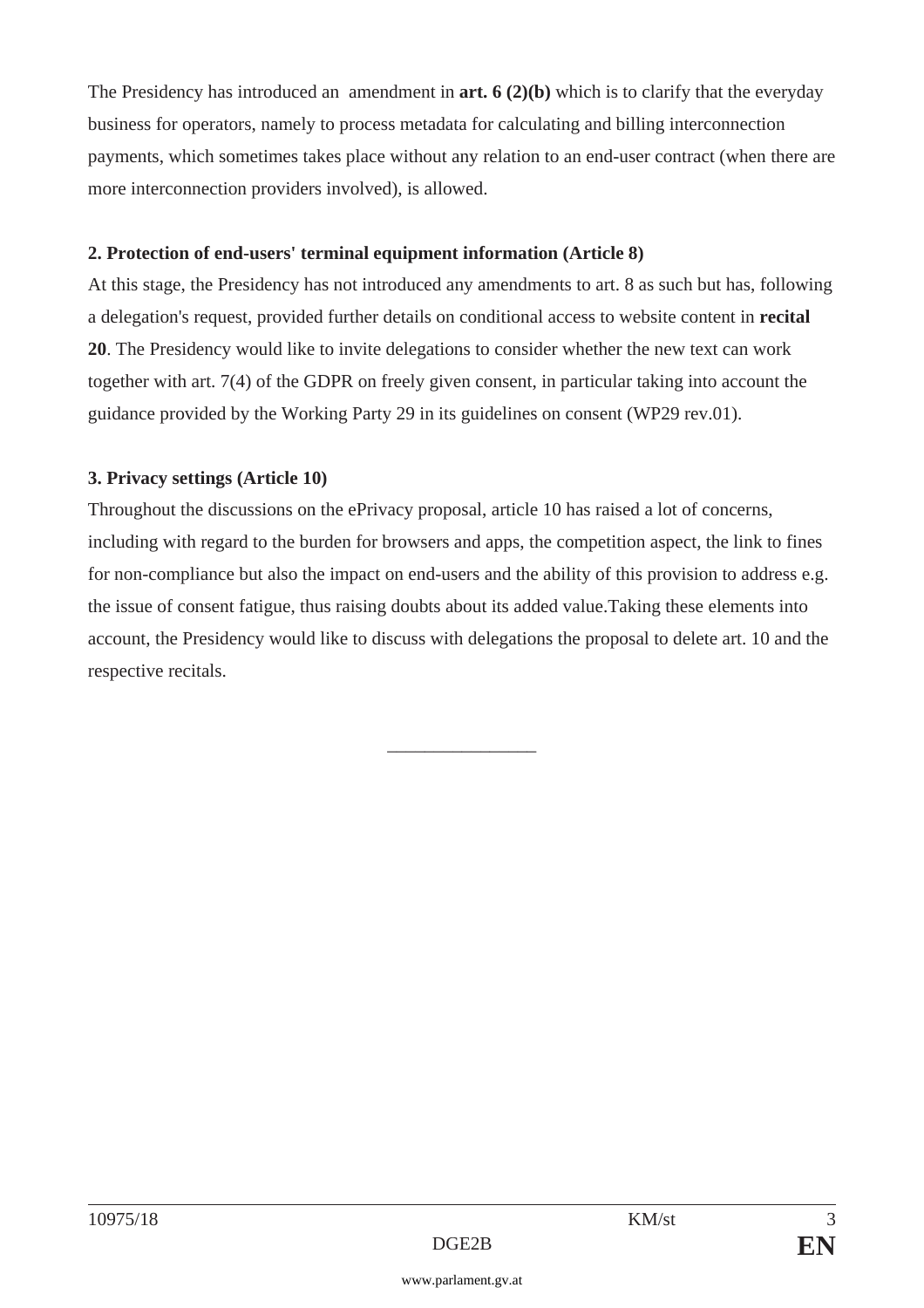The Presidency has introduced an amendment in **art. 6 (2)(b)** which is to clarify that the everyday business for operators, namely to process metadata for calculating and billing interconnection payments, which sometimes takes place without any relation to an end-user contract (when there are more interconnection providers involved), is allowed.

**2. Protection of end-users' terminal equipment information (Article 8)**

At this stage, the Presidency has not introduced any amendments to art. 8 as such but has, following a delegation's request, provided further details on conditional access to website content in **recital 20**. The Presidency would like to invite delegations to consider whether the new text can work together with art. 7(4) of the GDPR on freely given consent, in particular taking into account the guidance provided by the Working Party 29 in its guidelines on consent (WP29 rev.01).

**3. Privacy settings (Article 10)**

Throughout the discussions on the ePrivacy proposal, article 10 has raised a lot of concerns, including with regard to the burden for browsers and apps, the competition aspect, the link to fines for non-compliance but also the impact on end-users and the ability of this provision to address e.g. the issue of consent fatigue, thus raising doubts about its added value.Taking these elements into account, the Presidency would like to discuss with delegations the proposal to delete art. 10 and the respective recitals.

---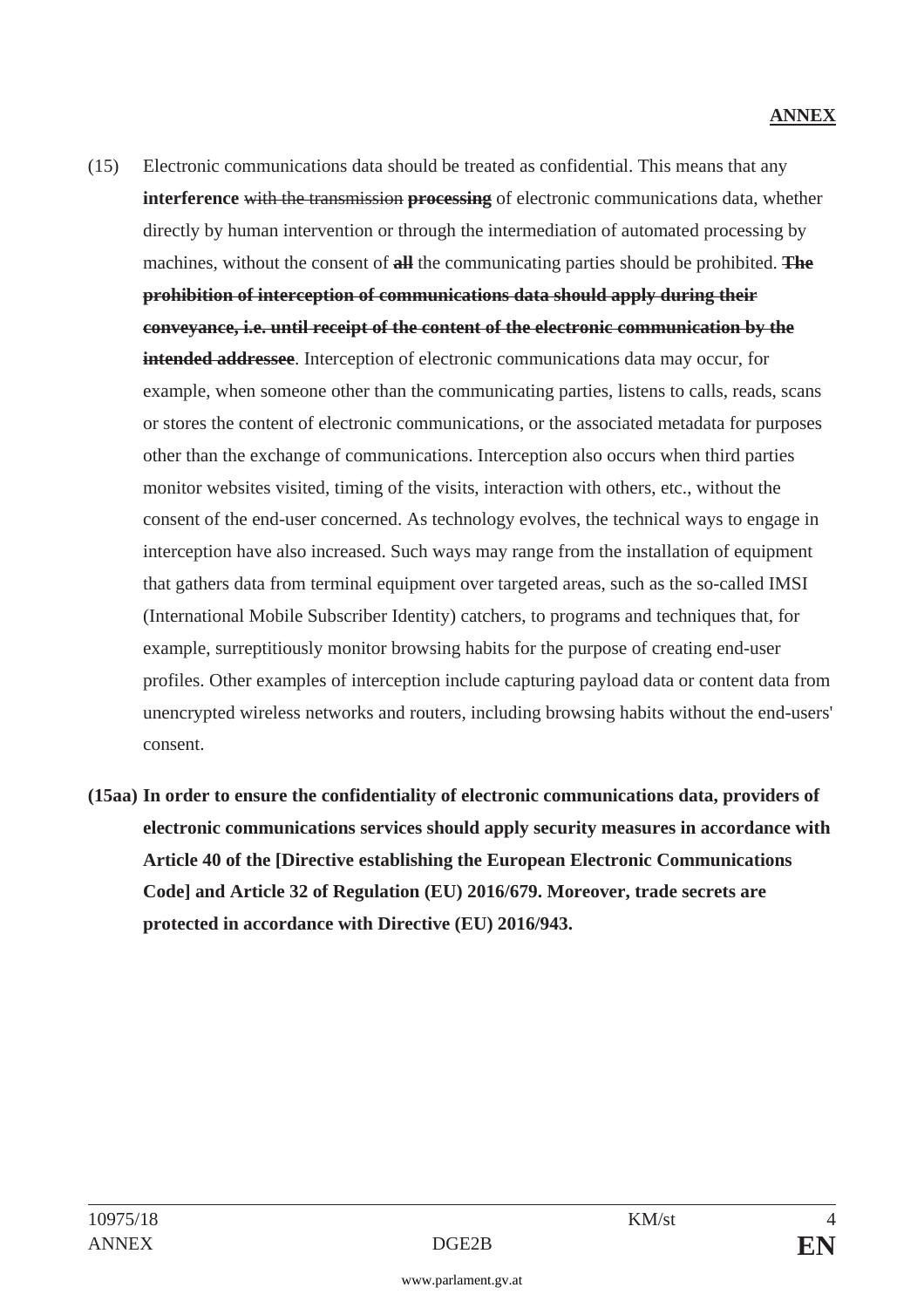**ANNEX**

(15) Electronic communications data should be treated as confidential. This means that any **interference** ~~with the transmission~~ **~~processing~~** of electronic communications data, whether directly by human intervention or through the intermediation of automated processing by machines, without the consent of **~~all~~** the communicating parties should be prohibited. **~~The prohibition of interception of communications data should apply during their conveyance, i.e. until receipt of the content of the electronic communication by the intended addressee~~**. Interception of electronic communications data may occur, for example, when someone other than the communicating parties, listens to calls, reads, scans or stores the content of electronic communications, or the associated metadata for purposes other than the exchange of communications. Interception also occurs when third parties monitor websites visited, timing of the visits, interaction with others, etc., without the consent of the end-user concerned. As technology evolves, the technical ways to engage in interception have also increased. Such ways may range from the installation of equipment that gathers data from terminal equipment over targeted areas, such as the so-called IMSI (International Mobile Subscriber Identity) catchers, to programs and techniques that, for example, surreptitiously monitor browsing habits for the purpose of creating end-user profiles. Other examples of interception include capturing payload data or content data from unencrypted wireless networks and routers, including browsing habits without the end-users' consent.

**(15aa) In order to ensure the confidentiality of electronic communications data, providers of electronic communications services should apply security measures in accordance with Article 40 of the [Directive establishing the European Electronic Communications Code] and Article 32 of Regulation (EU) 2016/679. Moreover, trade secrets are protected in accordance with Directive (EU) 2016/943.**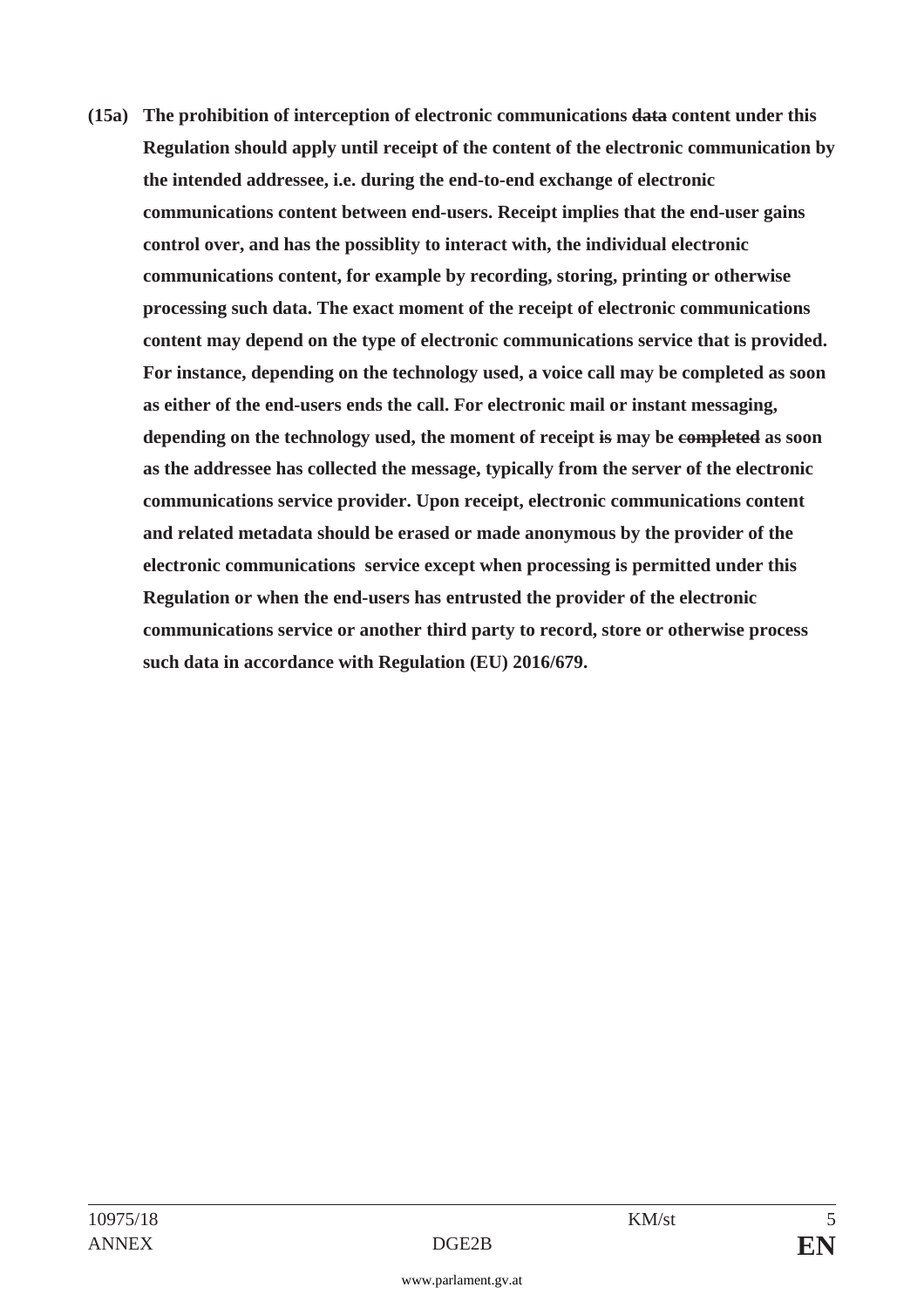**(15a) The prohibition of interception of electronic communications ~~data~~ content under this Regulation should apply until receipt of the content of the electronic communication by the intended addressee, i.e. during the end-to-end exchange of electronic communications content between end-users. Receipt implies that the end-user gains control over, and has the possiblity to interact with, the individual electronic communications content, for example by recording, storing, printing or otherwise processing such data. The exact moment of the receipt of electronic communications content may depend on the type of electronic communications service that is provided. For instance, depending on the technology used, a voice call may be completed as soon as either of the end-users ends the call. For electronic mail or instant messaging, depending on the technology used, the moment of receipt ~~is~~ may be ~~completed~~ as soon as the addressee has collected the message, typically from the server of the electronic communications service provider. Upon receipt, electronic communications content and related metadata should be erased or made anonymous by the provider of the electronic communications service except when processing is permitted under this Regulation or when the end-users has entrusted the provider of the electronic communications service or another third party to record, store or otherwise process such data in accordance with Regulation (EU) 2016/679.**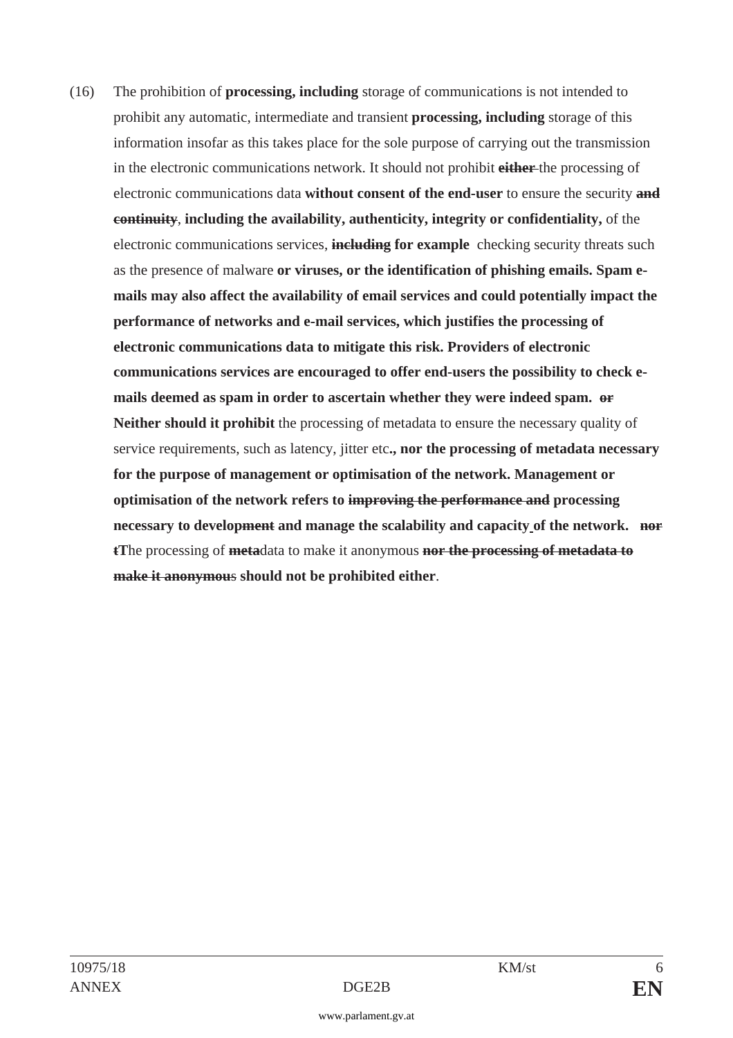(16) The prohibition of **processing, including** storage of communications is not intended to prohibit any automatic, intermediate and transient **processing, including** storage of this information insofar as this takes place for the sole purpose of carrying out the transmission in the electronic communications network. It should not prohibit ~~**either**~~ the processing of electronic communications data **without consent of the end-user** to ensure the security ~~**and continuity**~~, **including the availability, authenticity, integrity or confidentiality,** of the electronic communications services, ~~**including**~~ **for example** checking security threats such as the presence of malware **or viruses, or the identification of phishing emails. Spam e-mails may also affect the availability of email services and could potentially impact the performance of networks and e-mail services, which justifies the processing of electronic communications data to mitigate this risk. Providers of electronic communications services are encouraged to offer end-users the possibility to check e-mails deemed as spam in order to ascertain whether they were indeed spam.** ~~**or**~~ **Neither should it prohibit** the processing of metadata to ensure the necessary quality of service requirements, such as latency, jitter etc**., nor the processing of metadata necessary for the purpose of management or optimisation of the network. Management or optimisation of the network refers to** ~~**improving the performance and**~~ **processing necessary to develop**~~**ment**~~ **and manage the scalability and capacity of the network.** ~~**nor t**~~**T**he processing of ~~**meta**~~data to make it anonymous ~~**nor the processing of metadata to make it anonymou**~~s **should not be prohibited either**.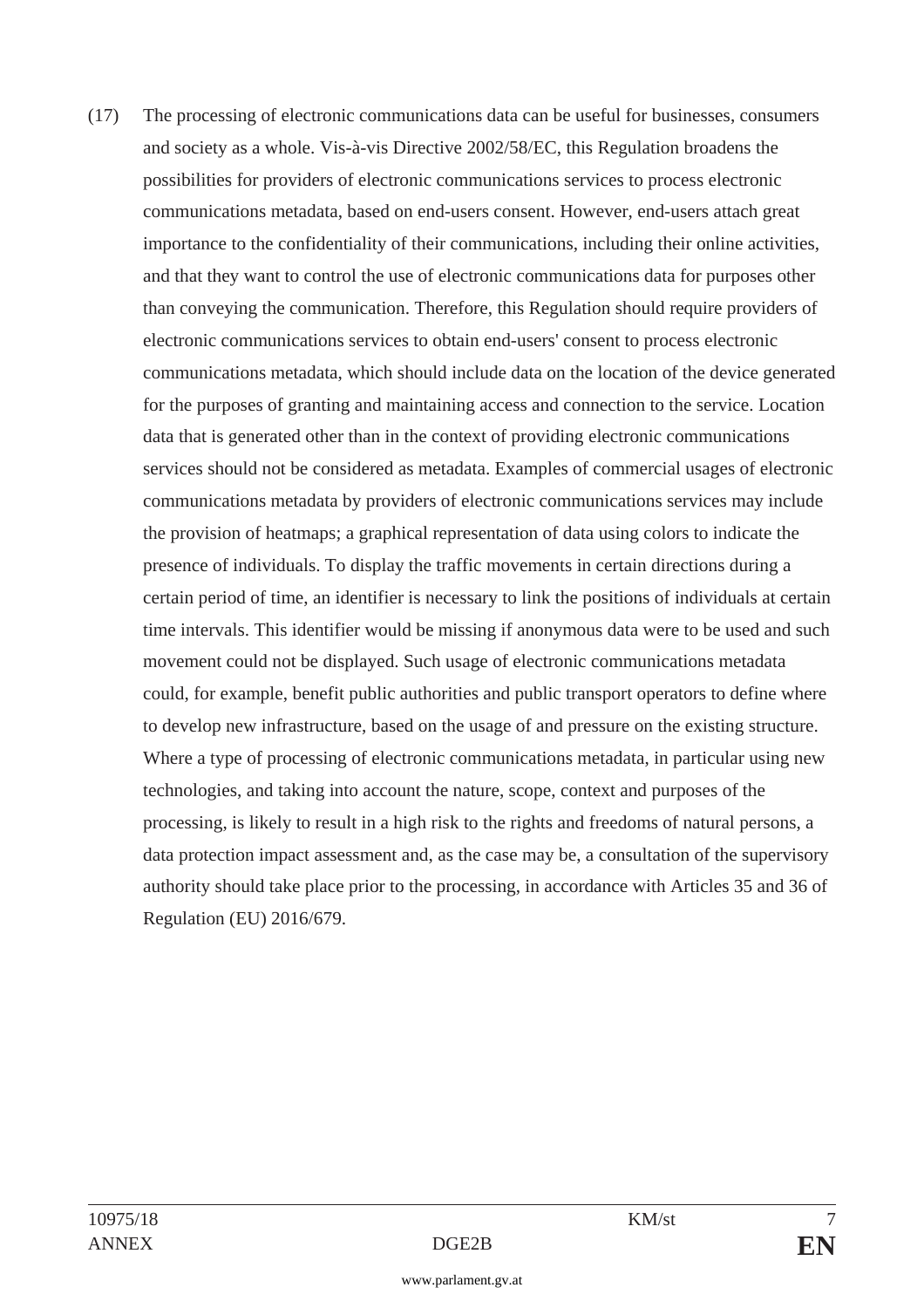(17) The processing of electronic communications data can be useful for businesses, consumers and society as a whole. Vis-à-vis Directive 2002/58/EC, this Regulation broadens the possibilities for providers of electronic communications services to process electronic communications metadata, based on end-users consent. However, end-users attach great importance to the confidentiality of their communications, including their online activities, and that they want to control the use of electronic communications data for purposes other than conveying the communication. Therefore, this Regulation should require providers of electronic communications services to obtain end-users' consent to process electronic communications metadata, which should include data on the location of the device generated for the purposes of granting and maintaining access and connection to the service. Location data that is generated other than in the context of providing electronic communications services should not be considered as metadata. Examples of commercial usages of electronic communications metadata by providers of electronic communications services may include the provision of heatmaps; a graphical representation of data using colors to indicate the presence of individuals. To display the traffic movements in certain directions during a certain period of time, an identifier is necessary to link the positions of individuals at certain time intervals. This identifier would be missing if anonymous data were to be used and such movement could not be displayed. Such usage of electronic communications metadata could, for example, benefit public authorities and public transport operators to define where to develop new infrastructure, based on the usage of and pressure on the existing structure. Where a type of processing of electronic communications metadata, in particular using new technologies, and taking into account the nature, scope, context and purposes of the processing, is likely to result in a high risk to the rights and freedoms of natural persons, a data protection impact assessment and, as the case may be, a consultation of the supervisory authority should take place prior to the processing, in accordance with Articles 35 and 36 of Regulation (EU) 2016/679.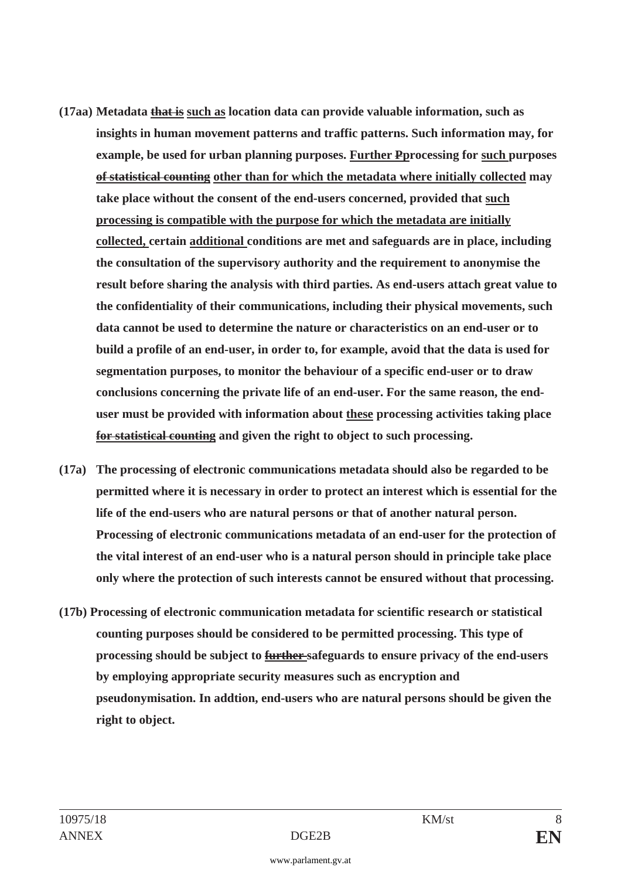**(17aa) Metadata ~~that is~~ <u>such as</u> location data can provide valuable information, such as insights in human movement patterns and traffic patterns. Such information may, for example, be used for urban planning purposes. <u>Further</u> ~~P~~processing for <u>such</u> purposes ~~of statistical counting~~ <u>other than for which the metadata where initially collected</u> may take place without the consent of the end-users concerned, provided that <u>such processing is compatible with the purpose for which the metadata are initially collected,</u> certain <u>additional</u> conditions are met and safeguards are in place, including the consultation of the supervisory authority and the requirement to anonymise the result before sharing the analysis with third parties. As end-users attach great value to the confidentiality of their communications, including their physical movements, such data cannot be used to determine the nature or characteristics on an end-user or to build a profile of an end-user, in order to, for example, avoid that the data is used for segmentation purposes, to monitor the behaviour of a specific end-user or to draw conclusions concerning the private life of an end-user. For the same reason, the end-user must be provided with information about <u>these</u> processing activities taking place ~~for statistical counting~~ and given the right to object to such processing.**

**(17a) The processing of electronic communications metadata should also be regarded to be permitted where it is necessary in order to protect an interest which is essential for the life of the end-users who are natural persons or that of another natural person. Processing of electronic communications metadata of an end-user for the protection of the vital interest of an end-user who is a natural person should in principle take place only where the protection of such interests cannot be ensured without that processing.**

**(17b) Processing of electronic communication metadata for scientific research or statistical counting purposes should be considered to be permitted processing. This type of processing should be subject to ~~further~~ safeguards to ensure privacy of the end-users by employing appropriate security measures such as encryption and pseudonymisation. In addtion, end-users who are natural persons should be given the right to object.**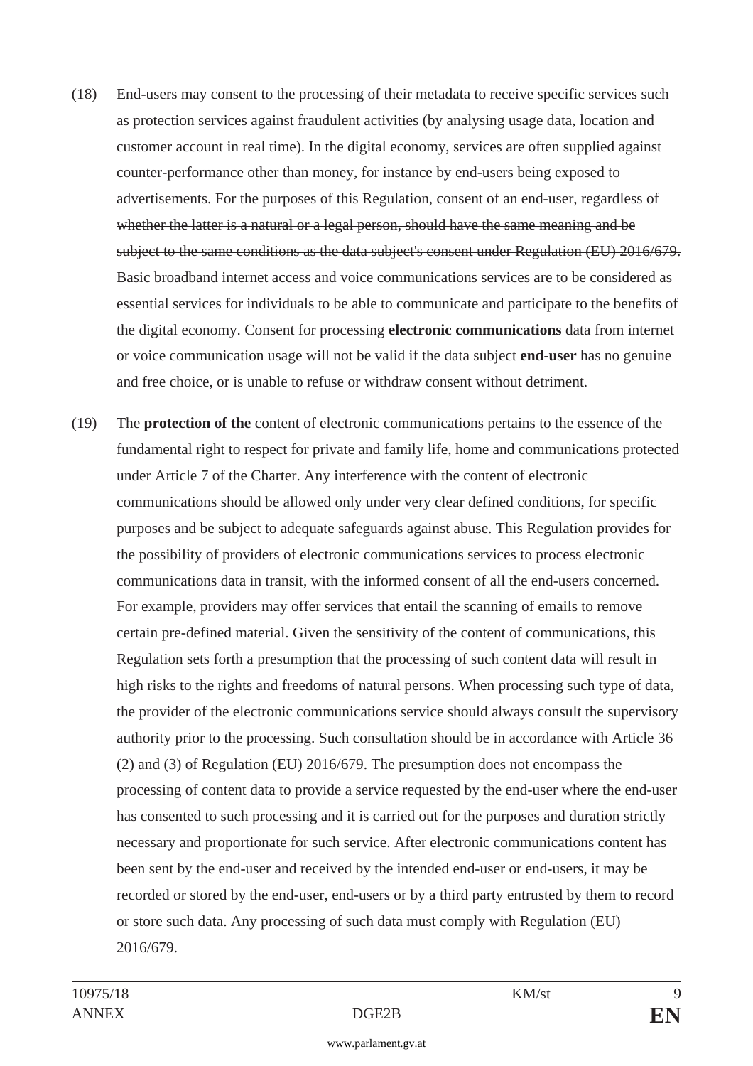(18) End-users may consent to the processing of their metadata to receive specific services such as protection services against fraudulent activities (by analysing usage data, location and customer account in real time). In the digital economy, services are often supplied against counter-performance other than money, for instance by end-users being exposed to advertisements. ~~For the purposes of this Regulation, consent of an end-user, regardless of whether the latter is a natural or a legal person, should have the same meaning and be subject to the same conditions as the data subject's consent under Regulation (EU) 2016/679.~~ Basic broadband internet access and voice communications services are to be considered as essential services for individuals to be able to communicate and participate to the benefits of the digital economy. Consent for processing **electronic communications** data from internet or voice communication usage will not be valid if the ~~data subject~~ **end-user** has no genuine and free choice, or is unable to refuse or withdraw consent without detriment.

(19) The **protection of the** content of electronic communications pertains to the essence of the fundamental right to respect for private and family life, home and communications protected under Article 7 of the Charter. Any interference with the content of electronic communications should be allowed only under very clear defined conditions, for specific purposes and be subject to adequate safeguards against abuse. This Regulation provides for the possibility of providers of electronic communications services to process electronic communications data in transit, with the informed consent of all the end-users concerned. For example, providers may offer services that entail the scanning of emails to remove certain pre-defined material. Given the sensitivity of the content of communications, this Regulation sets forth a presumption that the processing of such content data will result in high risks to the rights and freedoms of natural persons. When processing such type of data, the provider of the electronic communications service should always consult the supervisory authority prior to the processing. Such consultation should be in accordance with Article 36 (2) and (3) of Regulation (EU) 2016/679. The presumption does not encompass the processing of content data to provide a service requested by the end-user where the end-user has consented to such processing and it is carried out for the purposes and duration strictly necessary and proportionate for such service. After electronic communications content has been sent by the end-user and received by the intended end-user or end-users, it may be recorded or stored by the end-user, end-users or by a third party entrusted by them to record or store such data. Any processing of such data must comply with Regulation (EU) 2016/679.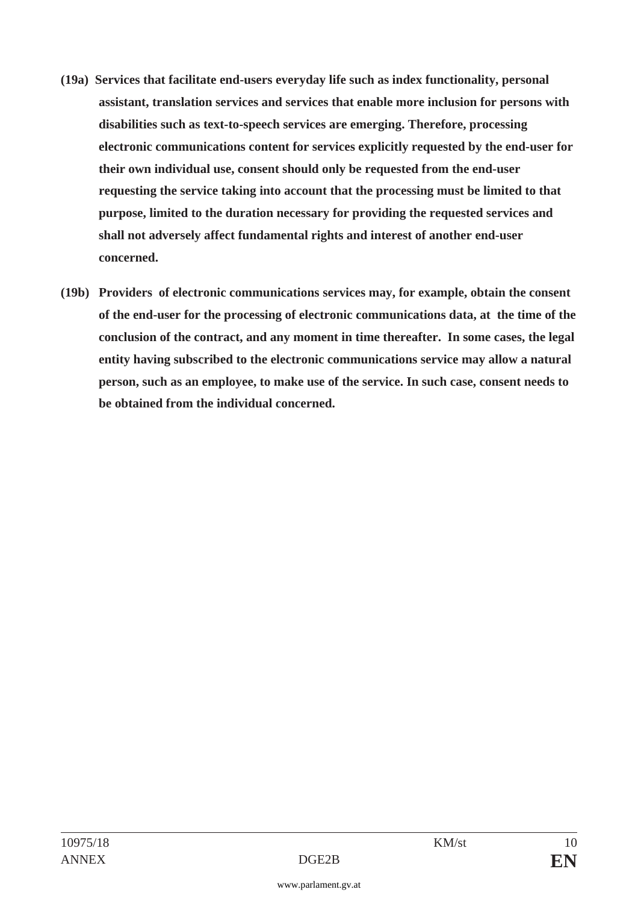**(19a) Services that facilitate end-users everyday life such as index functionality, personal assistant, translation services and services that enable more inclusion for persons with disabilities such as text-to-speech services are emerging. Therefore, processing electronic communications content for services explicitly requested by the end-user for their own individual use, consent should only be requested from the end-user requesting the service taking into account that the processing must be limited to that purpose, limited to the duration necessary for providing the requested services and shall not adversely affect fundamental rights and interest of another end-user concerned.**

**(19b) Providers of electronic communications services may, for example, obtain the consent of the end-user for the processing of electronic communications data, at the time of the conclusion of the contract, and any moment in time thereafter. In some cases, the legal entity having subscribed to the electronic communications service may allow a natural person, such as an employee, to make use of the service. In such case, consent needs to be obtained from the individual concerned.**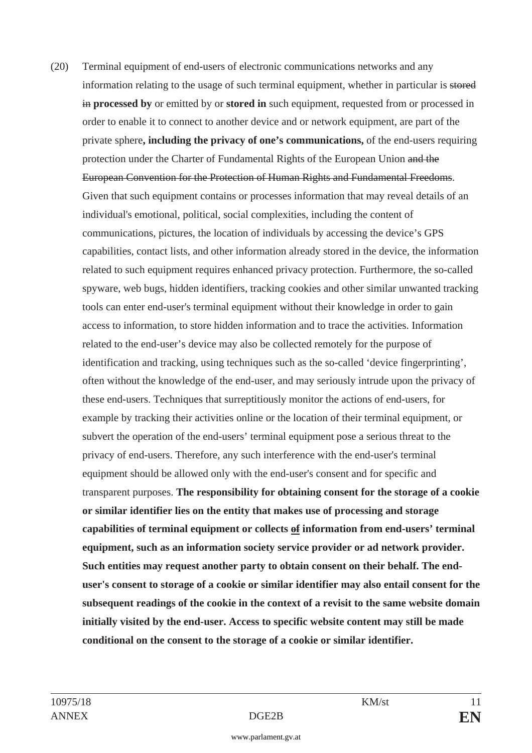(20) Terminal equipment of end-users of electronic communications networks and any information relating to the usage of such terminal equipment, whether in particular is ~~stored in~~ **processed by** or emitted by or **stored in** such equipment, requested from or processed in order to enable it to connect to another device and or network equipment, are part of the private sphere**, including the privacy of one's communications,** of the end-users requiring protection under the Charter of Fundamental Rights of the European Union ~~and the European Convention for the Protection of Human Rights and Fundamental Freedoms~~. Given that such equipment contains or processes information that may reveal details of an individual's emotional, political, social complexities, including the content of communications, pictures, the location of individuals by accessing the device's GPS capabilities, contact lists, and other information already stored in the device, the information related to such equipment requires enhanced privacy protection. Furthermore, the so-called spyware, web bugs, hidden identifiers, tracking cookies and other similar unwanted tracking tools can enter end-user's terminal equipment without their knowledge in order to gain access to information, to store hidden information and to trace the activities. Information related to the end-user's device may also be collected remotely for the purpose of identification and tracking, using techniques such as the so-called 'device fingerprinting', often without the knowledge of the end-user, and may seriously intrude upon the privacy of these end-users. Techniques that surreptitiously monitor the actions of end-users, for example by tracking their activities online or the location of their terminal equipment, or subvert the operation of the end-users' terminal equipment pose a serious threat to the privacy of end-users. Therefore, any such interference with the end-user's terminal equipment should be allowed only with the end-user's consent and for specific and transparent purposes. **The responsibility for obtaining consent for the storage of a cookie or similar identifier lies on the entity that makes use of processing and storage capabilities of terminal equipment or collects ~~of~~ information from end-users' terminal equipment, such as an information society service provider or ad network provider. Such entities may request another party to obtain consent on their behalf. The end-user's consent to storage of a cookie or similar identifier may also entail consent for the subsequent readings of the cookie in the context of a revisit to the same website domain initially visited by the end-user. Access to specific website content may still be made conditional on the consent to the storage of a cookie or similar identifier.**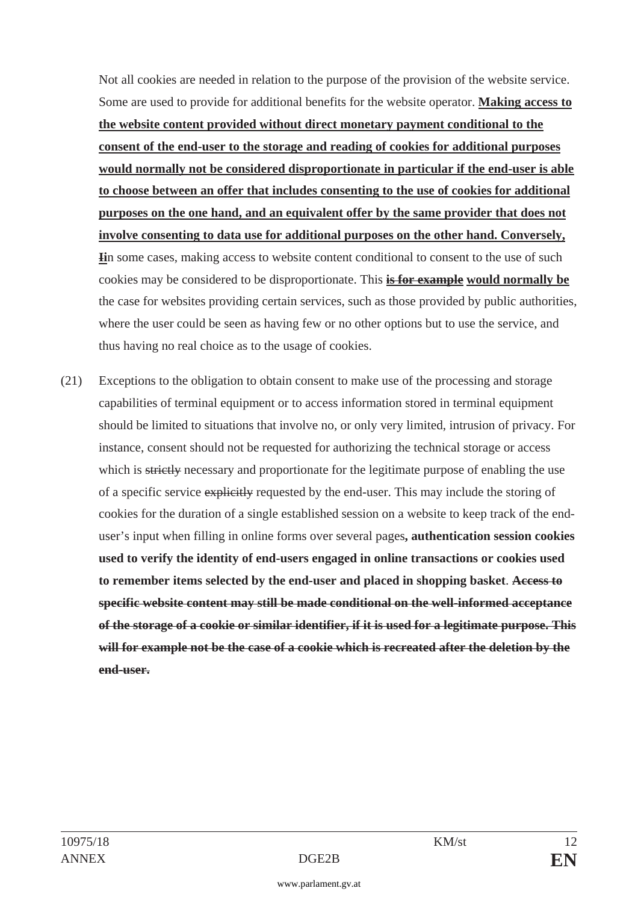Not all cookies are needed in relation to the purpose of the provision of the website service. Some are used to provide for additional benefits for the website operator. **<u>Making access to the website content provided without direct monetary payment conditional to the consent of the end-user to the storage and reading of cookies for additional purposes would normally not be considered disproportionate in particular if the end-user is able to choose between an offer that includes consenting to the use of cookies for additional purposes on the one hand, and an equivalent offer by the same provider that does not involve consenting to data use for additional purposes on the other hand. Conversely,</u>** **<u>~~I~~i</u>**n some cases, making access to website content conditional to consent to the use of such cookies may be considered to be disproportionate. This **<u>~~is for example~~</u>** **<u>would normally be</u>** the case for websites providing certain services, such as those provided by public authorities, where the user could be seen as having few or no other options but to use the service, and thus having no real choice as to the usage of cookies.

(21) Exceptions to the obligation to obtain consent to make use of the processing and storage capabilities of terminal equipment or to access information stored in terminal equipment should be limited to situations that involve no, or only very limited, intrusion of privacy. For instance, consent should not be requested for authorizing the technical storage or access which is ~~strictly~~ necessary and proportionate for the legitimate purpose of enabling the use of a specific service ~~explicitly~~ requested by the end-user. This may include the storing of cookies for the duration of a single established session on a website to keep track of the end-user's input when filling in online forms over several pages**, authentication session cookies used to verify the identity of end-users engaged in online transactions or cookies used to remember items selected by the end-user and placed in shopping basket**. **~~Access to specific website content may still be made conditional on the well-informed acceptance of the storage of a cookie or similar identifier, if it is used for a legitimate purpose. This will for example not be the case of a cookie which is recreated after the deletion by the end-user.~~**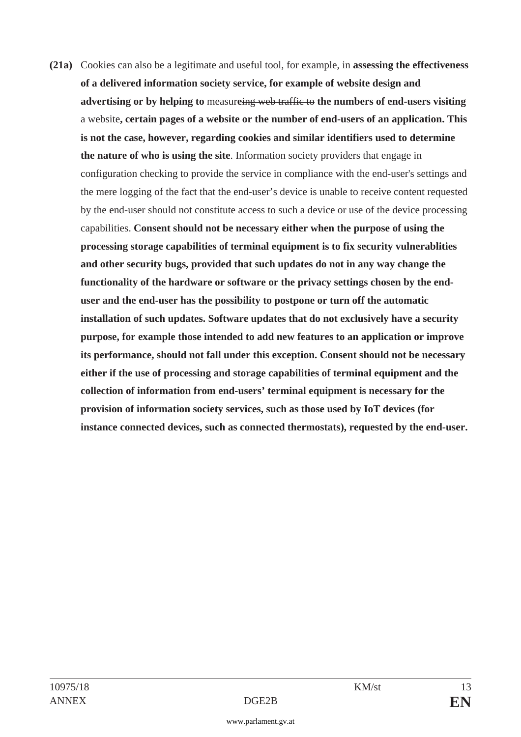**(21a)** Cookies can also be a legitimate and useful tool, for example, in **assessing the effectiveness of a delivered information society service, for example of website design and advertising or by helping to** measur**e**~~ing web traffic to~~ **the numbers of end-users visiting** a website**, certain pages of a website or the number of end-users of an application. This is not the case, however, regarding cookies and similar identifiers used to determine the nature of who is using the site**. Information society providers that engage in configuration checking to provide the service in compliance with the end-user's settings and the mere logging of the fact that the end-user's device is unable to receive content requested by the end-user should not constitute access to such a device or use of the device processing capabilities. **Consent should not be necessary either when the purpose of using the processing storage capabilities of terminal equipment is to fix security vulnerablities and other security bugs, provided that such updates do not in any way change the functionality of the hardware or software or the privacy settings chosen by the end-user and the end-user has the possibility to postpone or turn off the automatic installation of such updates. Software updates that do not exclusively have a security purpose, for example those intended to add new features to an application or improve its performance, should not fall under this exception. Consent should not be necessary either if the use of processing and storage capabilities of terminal equipment and the collection of information from end-users' terminal equipment is necessary for the provision of information society services, such as those used by IoT devices (for instance connected devices, such as connected thermostats), requested by the end-user.**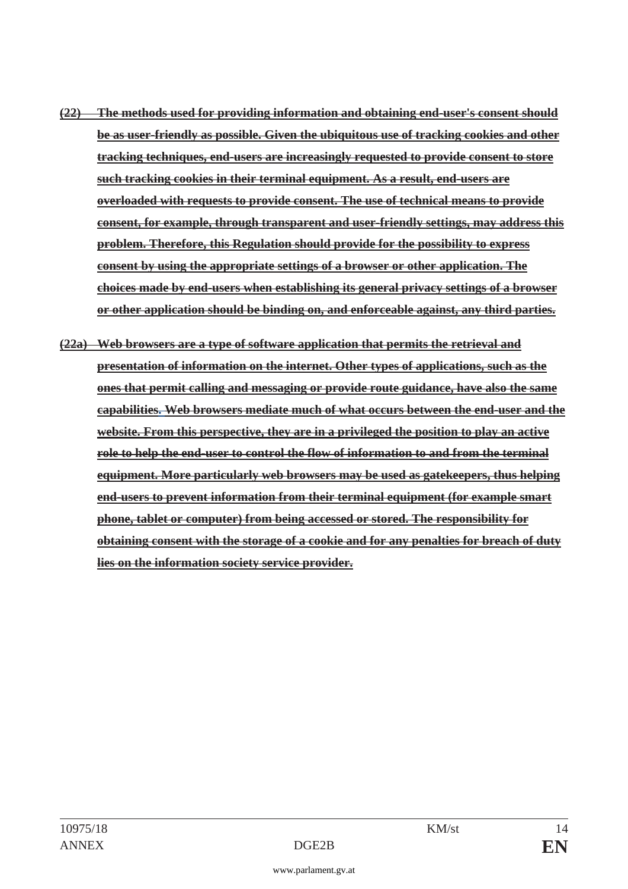~~**(22) The methods used for providing information and obtaining end-user's consent should be as user-friendly as possible. Given the ubiquitous use of tracking cookies and other tracking techniques, end-users are increasingly requested to provide consent to store such tracking cookies in their terminal equipment. As a result, end-users are overloaded with requests to provide consent. The use of technical means to provide consent, for example, through transparent and user-friendly settings, may address this problem. Therefore, this Regulation should provide for the possibility to express consent by using the appropriate settings of a browser or other application. The choices made by end-users when establishing its general privacy settings of a browser or other application should be binding on, and enforceable against, any third parties.**~~

~~**(22a) Web browsers are a type of software application that permits the retrieval and presentation of information on the internet. Other types of applications, such as the ones that permit calling and messaging or provide route guidance, have also the same capabilities. Web browsers mediate much of what occurs between the end-user and the website. From this perspective, they are in a privileged the position to play an active role to help the end-user to control the flow of information to and from the terminal equipment. More particularly web browsers may be used as gatekeepers, thus helping end-users to prevent information from their terminal equipment (for example smart phone, tablet or computer) from being accessed or stored. The responsibility for obtaining consent with the storage of a cookie and for any penalties for breach of duty lies on the information society service provider.**~~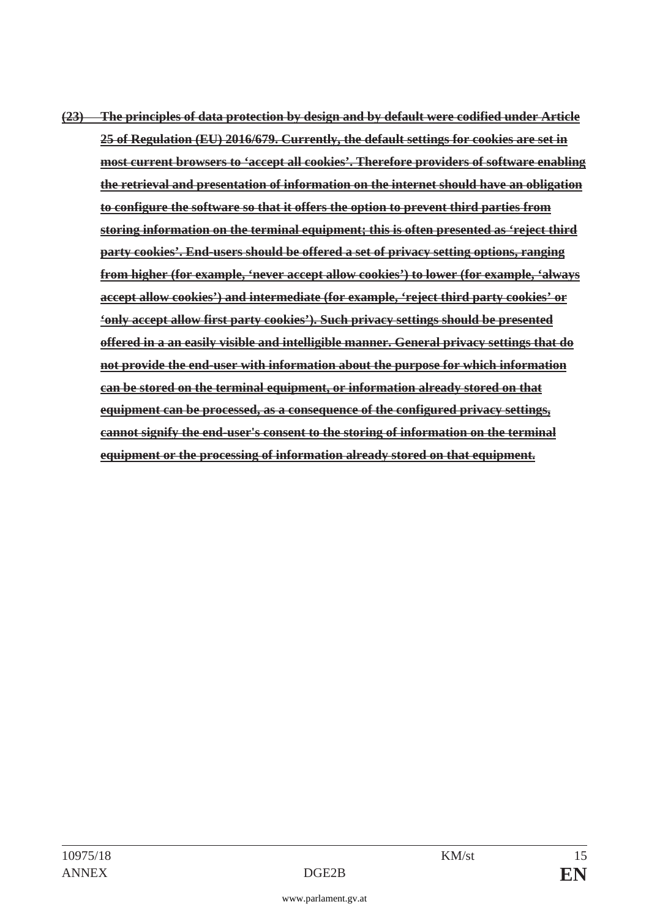~~**(23) The principles of data protection by design and by default were codified under Article 25 of Regulation (EU) 2016/679. Currently, the default settings for cookies are set in most current browsers to 'accept all cookies'. Therefore providers of software enabling the retrieval and presentation of information on the internet should have an obligation to configure the software so that it offers the option to prevent third parties from storing information on the terminal equipment; this is often presented as 'reject third party cookies'. End-users should be offered a set of privacy setting options, ranging from higher (for example, 'never accept allow cookies') to lower (for example, 'always accept allow cookies') and intermediate (for example, 'reject third party cookies' or 'only accept allow first party cookies'). Such privacy settings should be presented offered in a an easily visible and intelligible manner. General privacy settings that do not provide the end-user with information about the purpose for which information can be stored on the terminal equipment, or information already stored on that equipment can be processed, as a consequence of the configured privacy settings, cannot signify the end-user's consent to the storing of information on the terminal equipment or the processing of information already stored on that equipment.**~~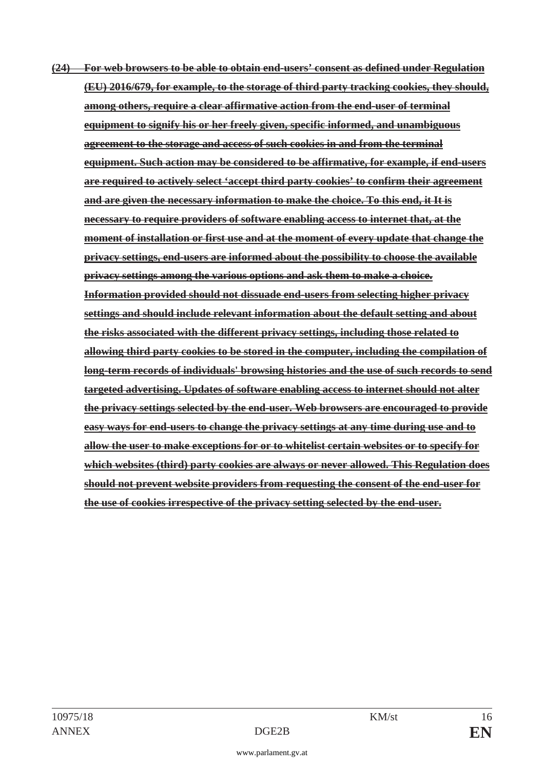**~~(24) For web browsers to be able to obtain end-users' consent as defined under Regulation (EU) 2016/679, for example, to the storage of third party tracking cookies, they should, among others, require a clear affirmative action from the end-user of terminal equipment to signify his or her freely given, specific informed, and unambiguous agreement to the storage and access of such cookies in and from the terminal equipment. Such action may be considered to be affirmative, for example, if end-users are required to actively select 'accept third party cookies' to confirm their agreement and are given the necessary information to make the choice. To this end, it It is necessary to require providers of software enabling access to internet that, at the moment of installation or first use and at the moment of every update that change the privacy settings, end-users are informed about the possibility to choose the available privacy settings among the various options and ask them to make a choice. Information provided should not dissuade end-users from selecting higher privacy settings and should include relevant information about the default setting and about the risks associated with the different privacy settings, including those related to allowing third party cookies to be stored in the computer, including the compilation of long-term records of individuals' browsing histories and the use of such records to send targeted advertising. Updates of software enabling access to internet should not alter the privacy settings selected by the end-user. Web browsers are encouraged to provide easy ways for end-users to change the privacy settings at any time during use and to allow the user to make exceptions for or to whitelist certain websites or to specify for which websites (third) party cookies are always or never allowed. This Regulation does should not prevent website providers from requesting the consent of the end-user for the use of cookies irrespective of the privacy setting selected by the end-user.~~**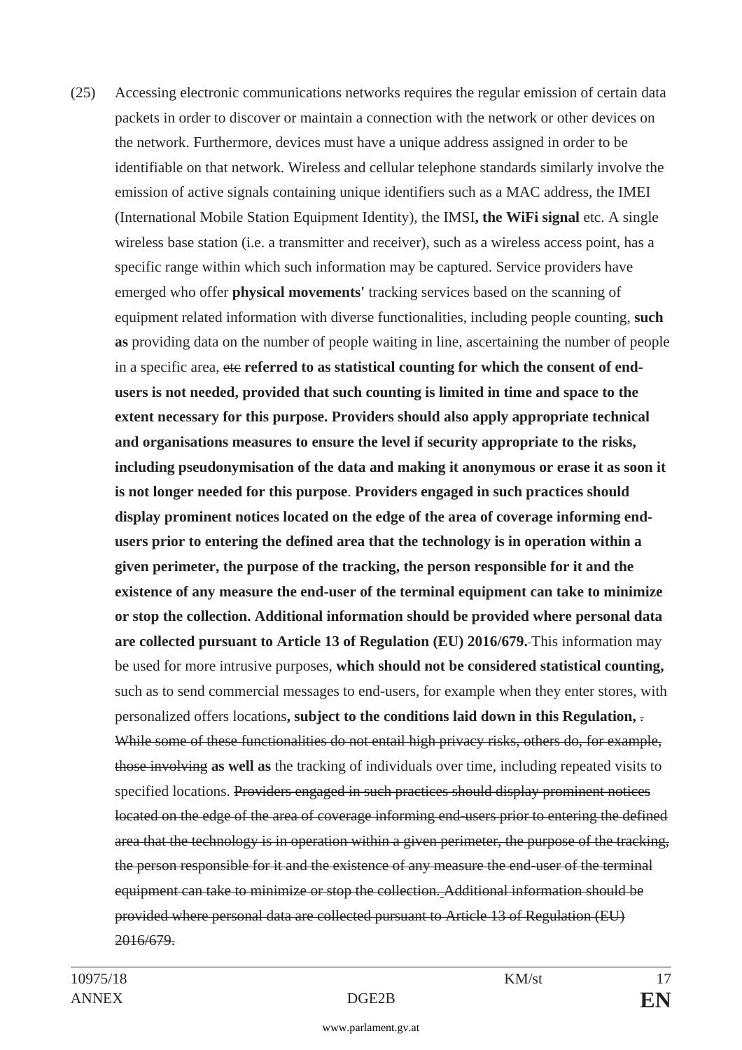(25) Accessing electronic communications networks requires the regular emission of certain data packets in order to discover or maintain a connection with the network or other devices on the network. Furthermore, devices must have a unique address assigned in order to be identifiable on that network. Wireless and cellular telephone standards similarly involve the emission of active signals containing unique identifiers such as a MAC address, the IMEI (International Mobile Station Equipment Identity), the IMSI**, the WiFi signal** etc. A single wireless base station (i.e. a transmitter and receiver), such as a wireless access point, has a specific range within which such information may be captured. Service providers have emerged who offer **physical movements'** tracking services based on the scanning of equipment related information with diverse functionalities, including people counting, **such as** providing data on the number of people waiting in line, ascertaining the number of people in a specific area, ~~etc~~ **referred to as statistical counting for which the consent of end-users is not needed, provided that such counting is limited in time and space to the extent necessary for this purpose. Providers should also apply appropriate technical and organisations measures to ensure the level if security appropriate to the risks, including pseudonymisation of the data and making it anonymous or erase it as soon it is not longer needed for this purpose**. **Providers engaged in such practices should display prominent notices located on the edge of the area of coverage informing end-users prior to entering the defined area that the technology is in operation within a given perimeter, the purpose of the tracking, the person responsible for it and the existence of any measure the end-user of the terminal equipment can take to minimize or stop the collection. Additional information should be provided where personal data are collected pursuant to Article 13 of Regulation (EU) 2016/679.** This information may be used for more intrusive purposes, **which should not be considered statistical counting,** such as to send commercial messages to end-users, for example when they enter stores, with personalized offers locations**, subject to the conditions laid down in this Regulation,** ~~. While some of these functionalities do not entail high privacy risks, others do, for example, those involving~~ **as well as** the tracking of individuals over time, including repeated visits to specified locations. ~~Providers engaged in such practices should display prominent notices located on the edge of the area of coverage informing end-users prior to entering the defined area that the technology is in operation within a given perimeter, the purpose of the tracking, the person responsible for it and the existence of any measure the end-user of the terminal equipment can take to minimize or stop the collection. Additional information should be provided where personal data are collected pursuant to Article 13 of Regulation (EU) 2016/679.~~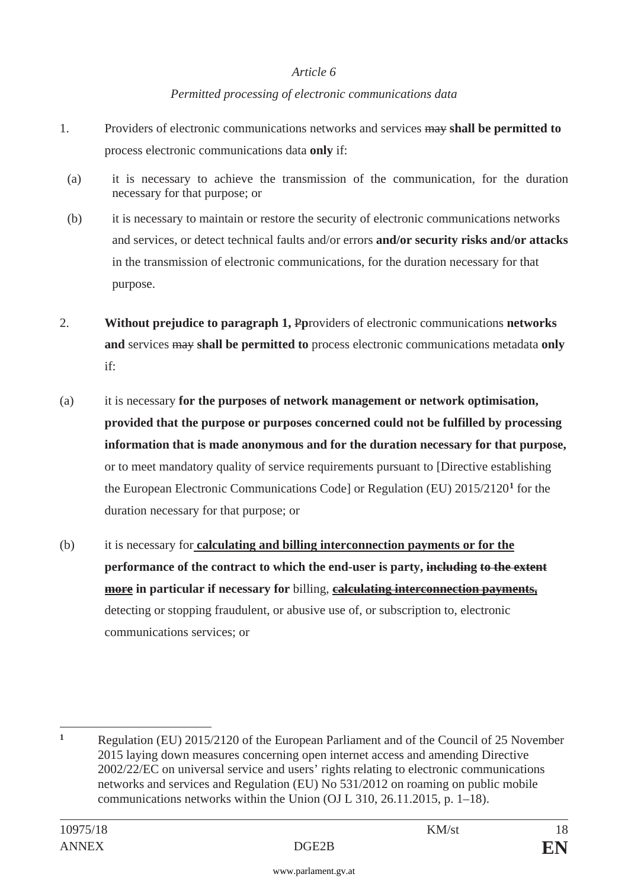*Article 6*

*Permitted processing of electronic communications data*

1. Providers of electronic communications networks and services ~~may~~ **shall be permitted to** process electronic communications data **only** if:

  (a) it is necessary to achieve the transmission of the communication, for the duration necessary for that purpose; or

  (b) it is necessary to maintain or restore the security of electronic communications networks and services, or detect technical faults and/or errors **and/or security risks and/or attacks** in the transmission of electronic communications, for the duration necessary for that purpose.

2. **Without prejudice to paragraph 1,** ~~P~~**p**roviders of electronic communications **networks and** services ~~may~~ **shall be permitted to** process electronic communications metadata **only** if:

(a) it is necessary **for the purposes of network management or network optimisation, provided that the purpose or purposes concerned could not be fulfilled by processing information that is made anonymous and for the duration necessary for that purpose,** or to meet mandatory quality of service requirements pursuant to [Directive establishing the European Electronic Communications Code] or Regulation (EU) 2015/2120[1] for the duration necessary for that purpose; or

(b) it is necessary for **<u>calculating and billing interconnection payments or for the</u> performance of the contract to which the end-user is party,** ~~**including to the extent**~~ ~~**<u>more</u>**~~ **in particular if necessary for** billing, ~~**<u>calculating interconnection payments,</u>**~~ detecting or stopping fraudulent, or abusive use of, or subscription to, electronic communications services; or

---

[1] Regulation (EU) 2015/2120 of the European Parliament and of the Council of 25 November 2015 laying down measures concerning open internet access and amending Directive 2002/22/EC on universal service and users' rights relating to electronic communications networks and services and Regulation (EU) No 531/2012 on roaming on public mobile communications networks within the Union (OJ L 310, 26.11.2015, p. 1–18).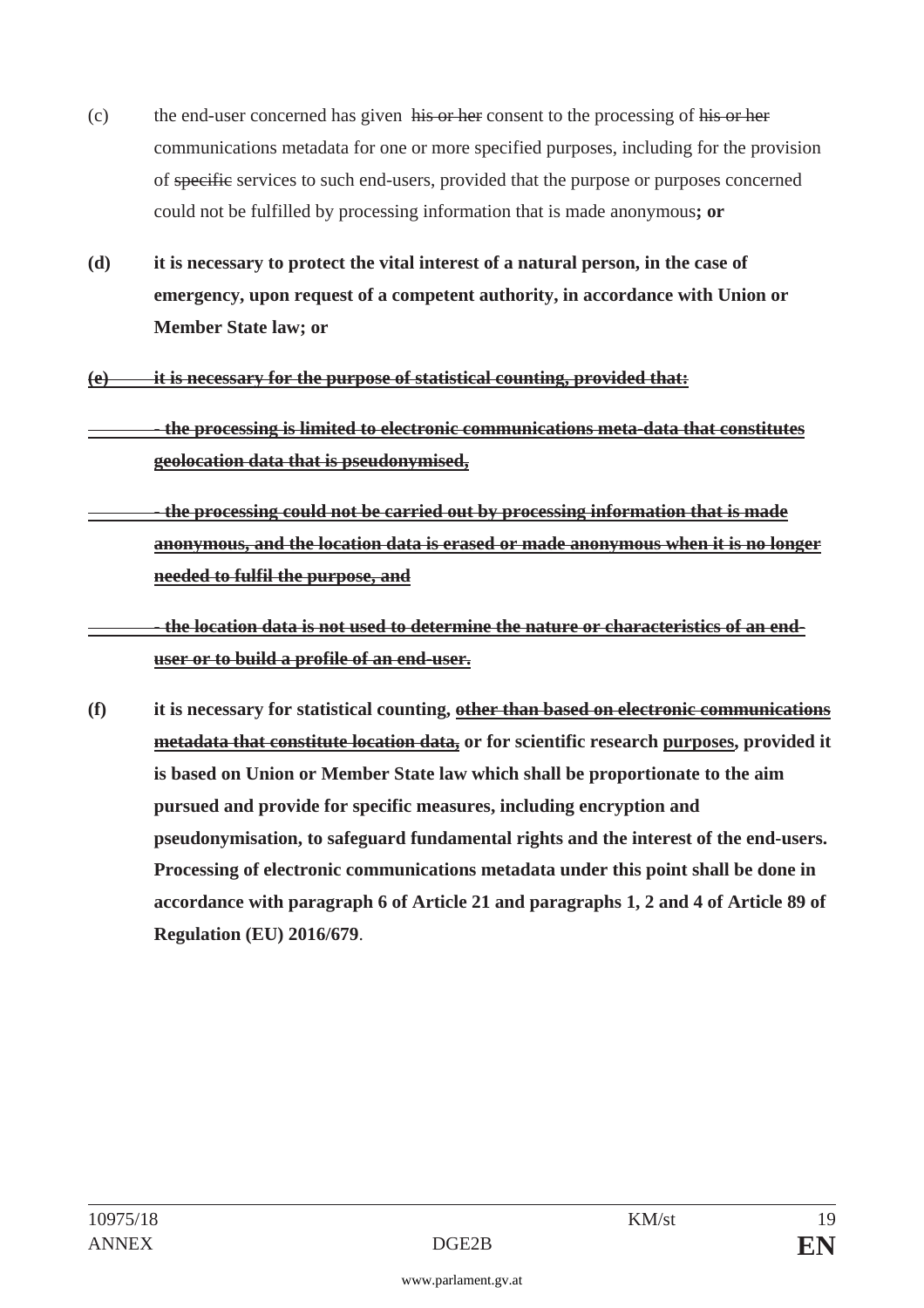(c) the end-user concerned has given ~~his or her~~ consent to the processing of ~~his or her~~ communications metadata for one or more specified purposes, including for the provision of ~~specific~~ services to such end-users, provided that the purpose or purposes concerned could not be fulfilled by processing information that is made anonymous**; or**

**(d) it is necessary to protect the vital interest of a natural person, in the case of emergency, upon request of a competent authority, in accordance with Union or Member State law; or**

~~**(e) it is necessary for the purpose of statistical counting, provided that:**~~

~~**- the processing is limited to electronic communications meta-data that constitutes geolocation data that is pseudonymised,**~~

~~**- the processing could not be carried out by processing information that is made anonymous, and the location data is erased or made anonymous when it is no longer needed to fulfil the purpose, and**~~

~~**- the location data is not used to determine the nature or characteristics of an end-user or to build a profile of an end-user.**~~

**(f) it is necessary for statistical counting, ~~other than based on electronic communications metadata that constitute location data,~~ or for scientific research purposes, provided it is based on Union or Member State law which shall be proportionate to the aim pursued and provide for specific measures, including encryption and pseudonymisation, to safeguard fundamental rights and the interest of the end-users. Processing of electronic communications metadata under this point shall be done in accordance with paragraph 6 of Article 21 and paragraphs 1, 2 and 4 of Article 89 of Regulation (EU) 2016/679**.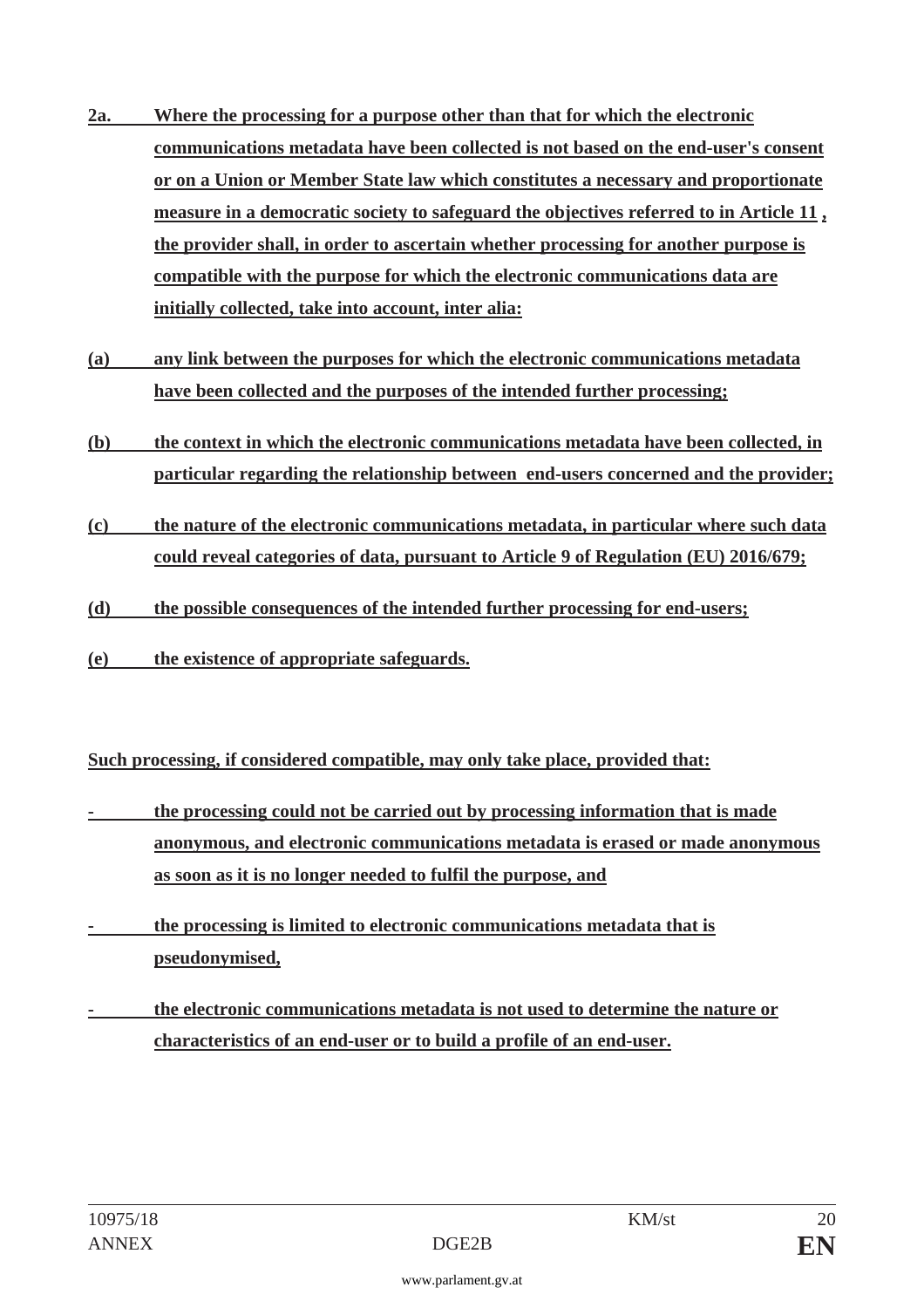**2a. Where the processing for a purpose other than that for which the electronic communications metadata have been collected is not based on the end-user's consent or on a Union or Member State law which constitutes a necessary and proportionate measure in a democratic society to safeguard the objectives referred to in Article 11 , the provider shall, in order to ascertain whether processing for another purpose is compatible with the purpose for which the electronic communications data are initially collected, take into account, inter alia:**

**(a) any link between the purposes for which the electronic communications metadata have been collected and the purposes of the intended further processing;**

**(b) the context in which the electronic communications metadata have been collected, in particular regarding the relationship between end-users concerned and the provider;**

**(c) the nature of the electronic communications metadata, in particular where such data could reveal categories of data, pursuant to Article 9 of Regulation (EU) 2016/679;**

**(d) the possible consequences of the intended further processing for end-users;**

**(e) the existence of appropriate safeguards.**

**Such processing, if considered compatible, may only take place, provided that:**

- **the processing could not be carried out by processing information that is made anonymous, and electronic communications metadata is erased or made anonymous as soon as it is no longer needed to fulfil the purpose, and**
- **the processing is limited to electronic communications metadata that is pseudonymised,**
- **the electronic communications metadata is not used to determine the nature or characteristics of an end-user or to build a profile of an end-user.**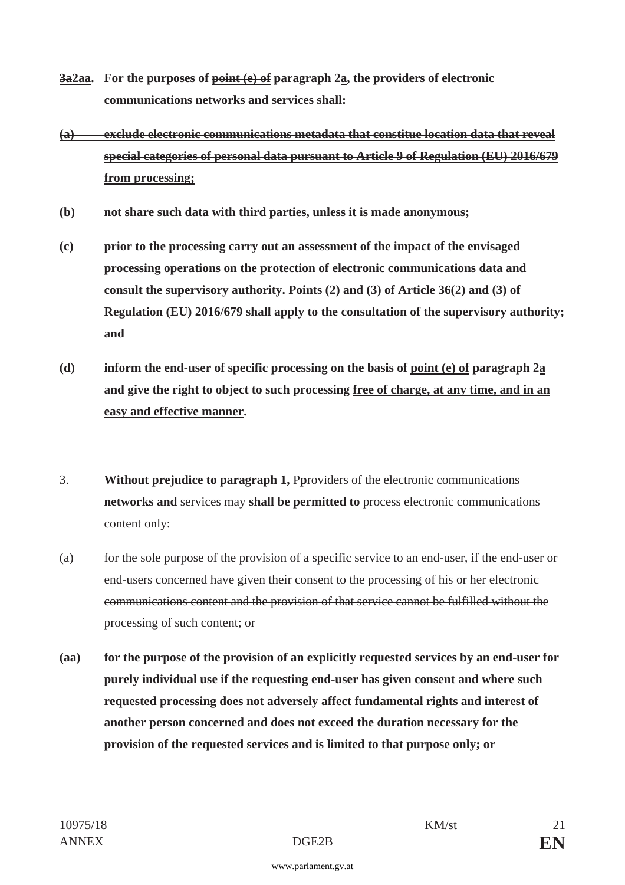**~~3a~~2aa. For the purposes of ~~point (e) of~~ paragraph 2a, the providers of electronic communications networks and services shall:**

**~~(a) exclude electronic communications metadata that constitue location data that reveal special categories of personal data pursuant to Article 9 of Regulation (EU) 2016/679 from processing;~~**

**(b) not share such data with third parties, unless it is made anonymous;**

**(c) prior to the processing carry out an assessment of the impact of the envisaged processing operations on the protection of electronic communications data and consult the supervisory authority. Points (2) and (3) of Article 36(2) and (3) of Regulation (EU) 2016/679 shall apply to the consultation of the supervisory authority; and**

**(d) inform the end-user of specific processing on the basis of ~~point (e) of~~ paragraph 2a and give the right to object to such processing free of charge, at any time, and in an easy and effective manner.**

3. **Without prejudice to paragraph 1,** ~~P~~**p**roviders of the electronic communications **networks and** services ~~may~~ **shall be permitted to** process electronic communications content only:

~~(a) for the sole purpose of the provision of a specific service to an end-user, if the end-user or end-users concerned have given their consent to the processing of his or her electronic communications content and the provision of that service cannot be fulfilled without the processing of such content; or~~

**(aa) for the purpose of the provision of an explicitly requested services by an end-user for purely individual use if the requesting end-user has given consent and where such requested processing does not adversely affect fundamental rights and interest of another person concerned and does not exceed the duration necessary for the provision of the requested services and is limited to that purpose only; or**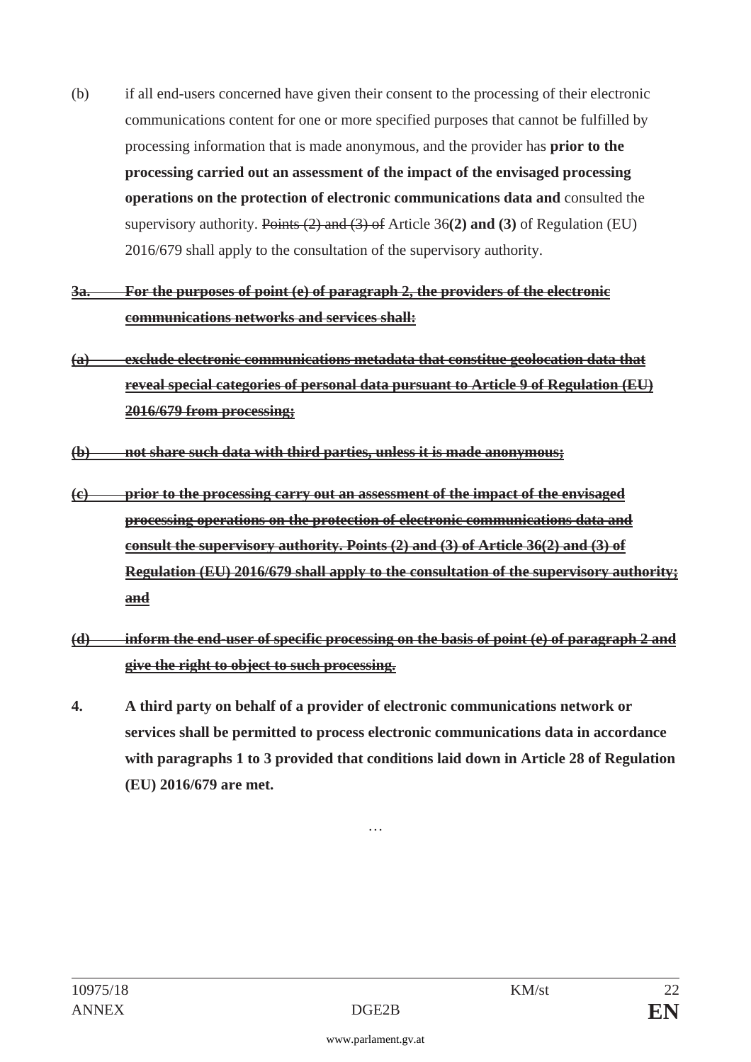(b) if all end-users concerned have given their consent to the processing of their electronic communications content for one or more specified purposes that cannot be fulfilled by processing information that is made anonymous, and the provider has **prior to the processing carried out an assessment of the impact of the envisaged processing operations on the protection of electronic communications data and** consulted the supervisory authority. ~~Points (2) and (3) of~~ Article 36**(2) and (3)** of Regulation (EU) 2016/679 shall apply to the consultation of the supervisory authority.

~~**3a. For the purposes of point (e) of paragraph 2, the providers of the electronic communications networks and services shall:**~~

~~**(a) exclude electronic communications metadata that constitue geolocation data that reveal special categories of personal data pursuant to Article 9 of Regulation (EU) 2016/679 from processing;**~~

~~**(b) not share such data with third parties, unless it is made anonymous;**~~

~~**(c) prior to the processing carry out an assessment of the impact of the envisaged processing operations on the protection of electronic communications data and consult the supervisory authority. Points (2) and (3) of Article 36(2) and (3) of Regulation (EU) 2016/679 shall apply to the consultation of the supervisory authority; and**~~

~~**(d) inform the end-user of specific processing on the basis of point (e) of paragraph 2 and give the right to object to such processing.**~~

**4. A third party on behalf of a provider of electronic communications network or services shall be permitted to process electronic communications data in accordance with paragraphs 1 to 3 provided that conditions laid down in Article 28 of Regulation (EU) 2016/679 are met.**

…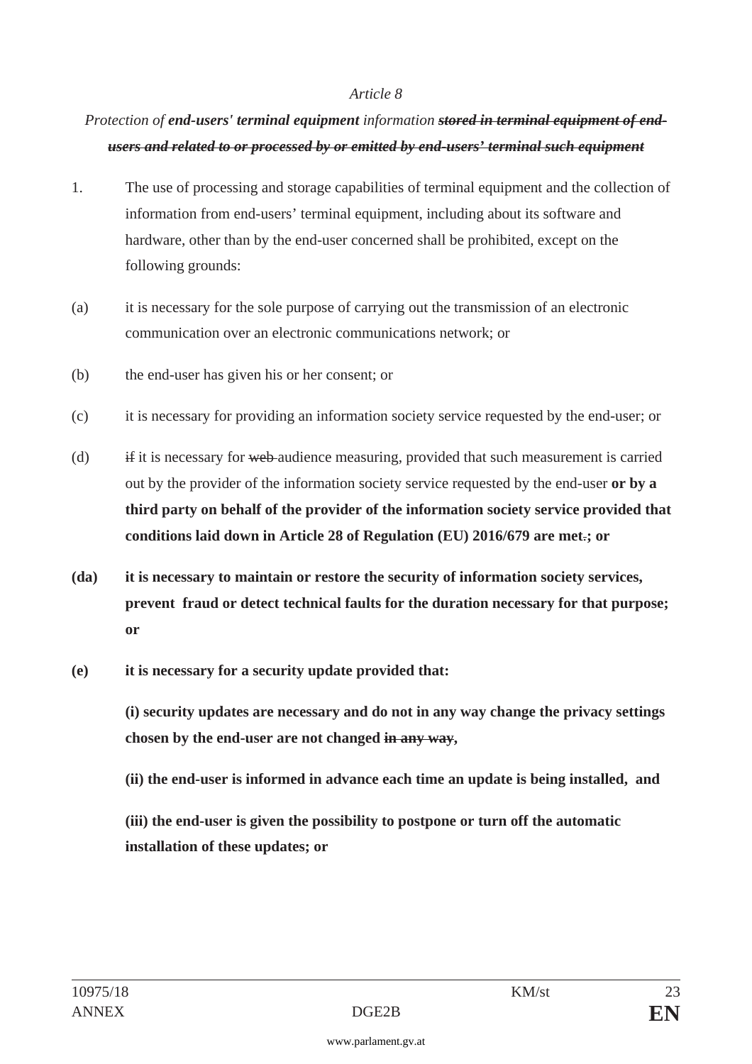*Article 8*

*Protection of **end-users' terminal equipment** information ~~**stored in terminal equipment of end-users and related to or processed by or emitted by end-users' terminal such equipment**~~*

1. The use of processing and storage capabilities of terminal equipment and the collection of information from end-users' terminal equipment, including about its software and hardware, other than by the end-user concerned shall be prohibited, except on the following grounds:

(a) it is necessary for the sole purpose of carrying out the transmission of an electronic communication over an electronic communications network; or

(b) the end-user has given his or her consent; or

(c) it is necessary for providing an information society service requested by the end-user; or

(d) ~~if~~ it is necessary for ~~web~~ audience measuring, provided that such measurement is carried out by the provider of the information society service requested by the end-user **or by a third party on behalf of the provider of the information society service provided that conditions laid down in Article 28 of Regulation (EU) 2016/679 are met**~~.~~**; or**

**(da) it is necessary to maintain or restore the security of information society services, prevent fraud or detect technical faults for the duration necessary for that purpose; or**

**(e) it is necessary for a security update provided that:**

**(i) security updates are necessary and do not in any way change the privacy settings chosen by the end-user are not changed ~~in any way~~,**

**(ii) the end-user is informed in advance each time an update is being installed, and**

**(iii) the end-user is given the possibility to postpone or turn off the automatic installation of these updates; or**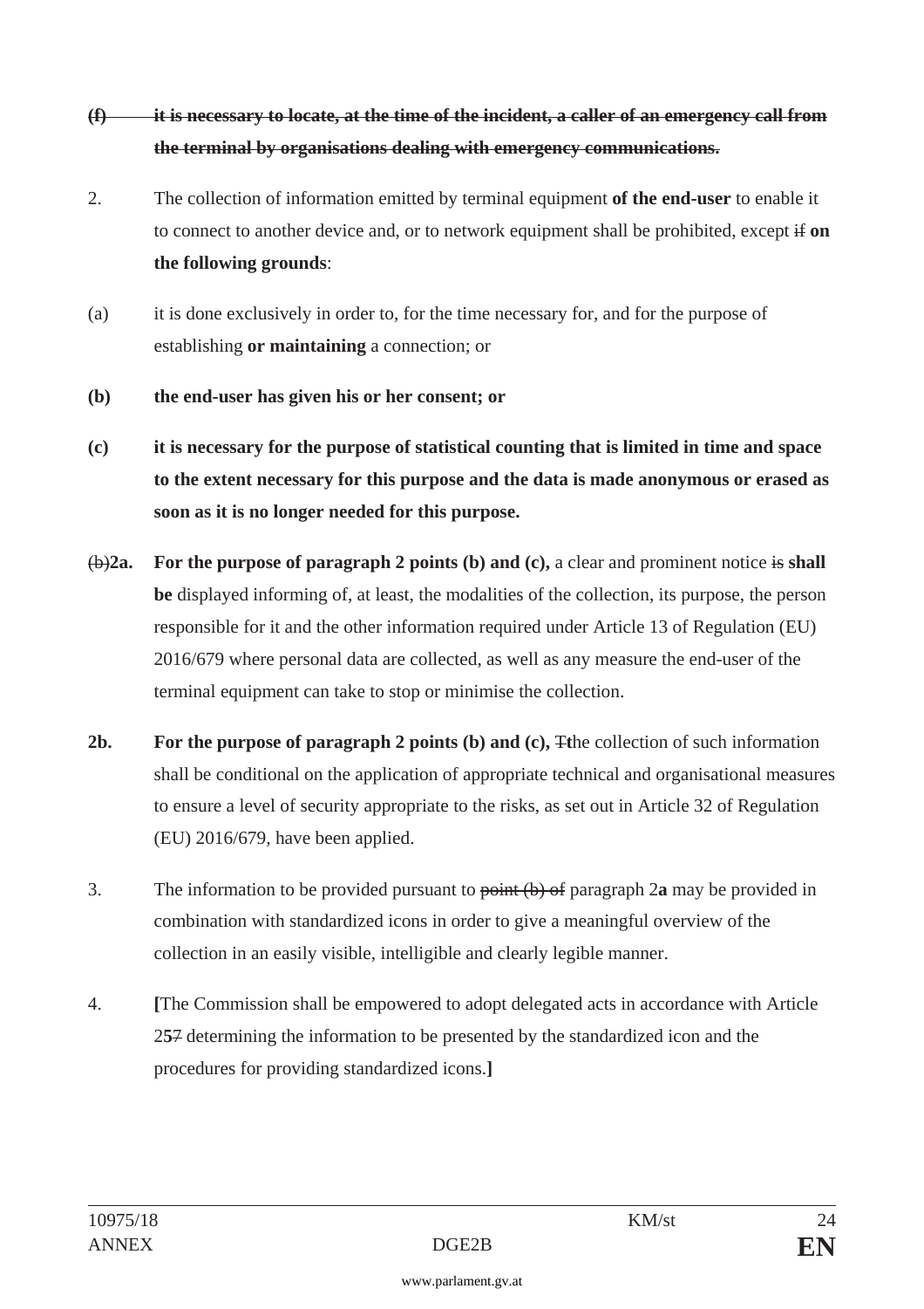~~**(f) it is necessary to locate, at the time of the incident, a caller of an emergency call from the terminal by organisations dealing with emergency communications.**~~

2. The collection of information emitted by terminal equipment **of the end-user** to enable it to connect to another device and, or to network equipment shall be prohibited, except ~~if~~ **on the following grounds**:

(a) it is done exclusively in order to, for the time necessary for, and for the purpose of establishing **or maintaining** a connection; or

**(b) the end-user has given his or her consent; or**

**(c) it is necessary for the purpose of statistical counting that is limited in time and space to the extent necessary for this purpose and the data is made anonymous or erased as soon as it is no longer needed for this purpose.**

~~(b)~~**2a. For the purpose of paragraph 2 points (b) and (c),** a clear and prominent notice ~~is~~ **shall be** displayed informing of, at least, the modalities of the collection, its purpose, the person responsible for it and the other information required under Article 13 of Regulation (EU) 2016/679 where personal data are collected, as well as any measure the end-user of the terminal equipment can take to stop or minimise the collection.

**2b. For the purpose of paragraph 2 points (b) and (c),** ~~T~~**t**he collection of such information shall be conditional on the application of appropriate technical and organisational measures to ensure a level of security appropriate to the risks, as set out in Article 32 of Regulation (EU) 2016/679, have been applied.

3. The information to be provided pursuant to ~~point (b) of~~ paragraph 2**a** may be provided in combination with standardized icons in order to give a meaningful overview of the collection in an easily visible, intelligible and clearly legible manner.

4. **[**The Commission shall be empowered to adopt delegated acts in accordance with Article 2**5**~~7~~ determining the information to be presented by the standardized icon and the procedures for providing standardized icons.**]**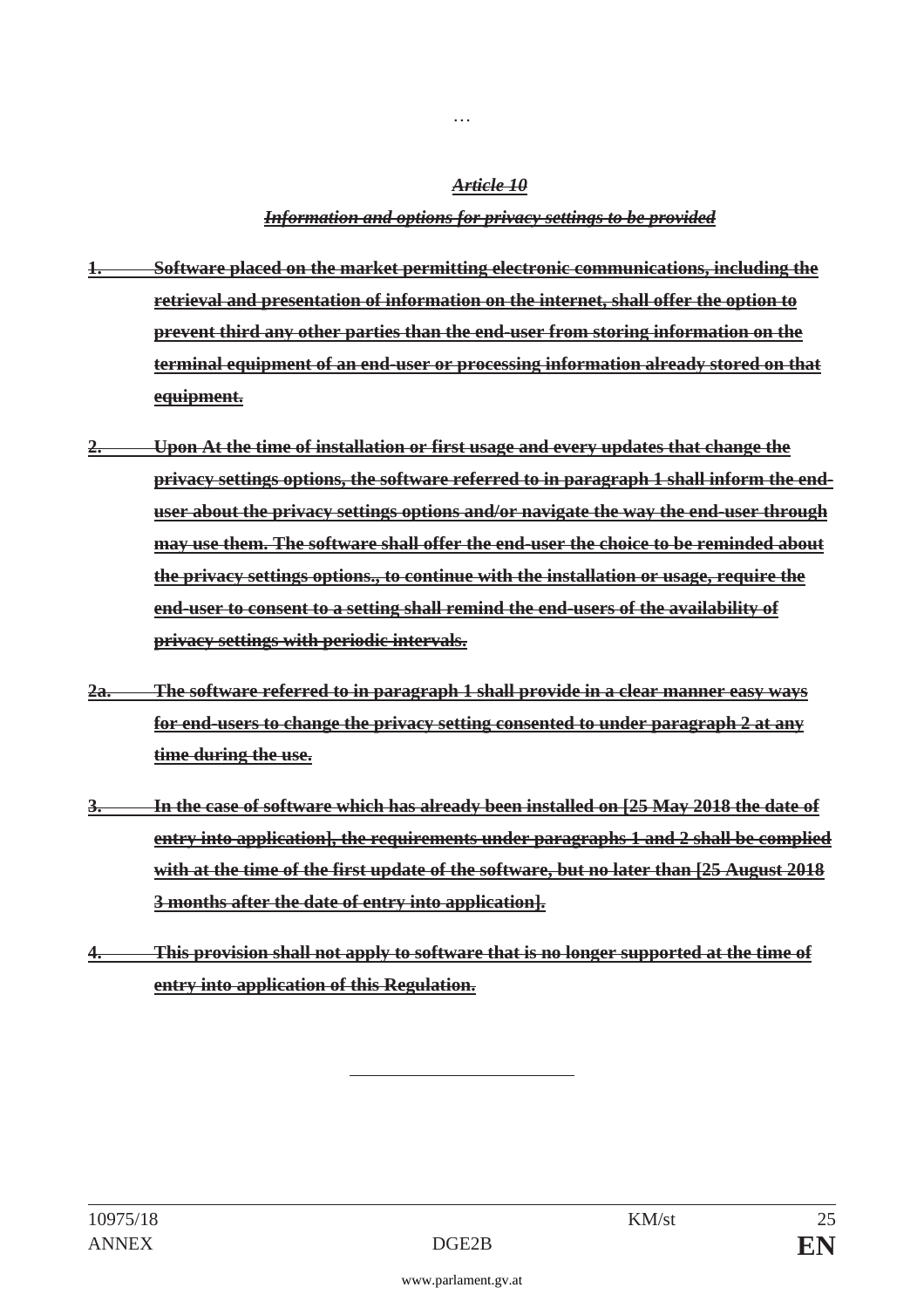…

*~~Article 10~~*

*~~Information and options for privacy settings to be provided~~*

~~1. Software placed on the market permitting electronic communications, including the retrieval and presentation of information on the internet, shall offer the option to prevent third any other parties than the end-user from storing information on the terminal equipment of an end-user or processing information already stored on that equipment.~~

~~2. Upon At the time of installation or first usage and every updates that change the privacy settings options, the software referred to in paragraph 1 shall inform the end-user about the privacy settings options and/or navigate the way the end-user through may use them. The software shall offer the end-user the choice to be reminded about the privacy settings options., to continue with the installation or usage, require the end-user to consent to a setting shall remind the end-users of the availability of privacy settings with periodic intervals.~~

~~2a. The software referred to in paragraph 1 shall provide in a clear manner easy ways for end-users to change the privacy setting consented to under paragraph 2 at any time during the use.~~

~~3. In the case of software which has already been installed on [25 May 2018 the date of entry into application], the requirements under paragraphs 1 and 2 shall be complied with at the time of the first update of the software, but no later than [25 August 2018 3 months after the date of entry into application].~~

~~4. This provision shall not apply to software that is no longer supported at the time of entry into application of this Regulation.~~

---